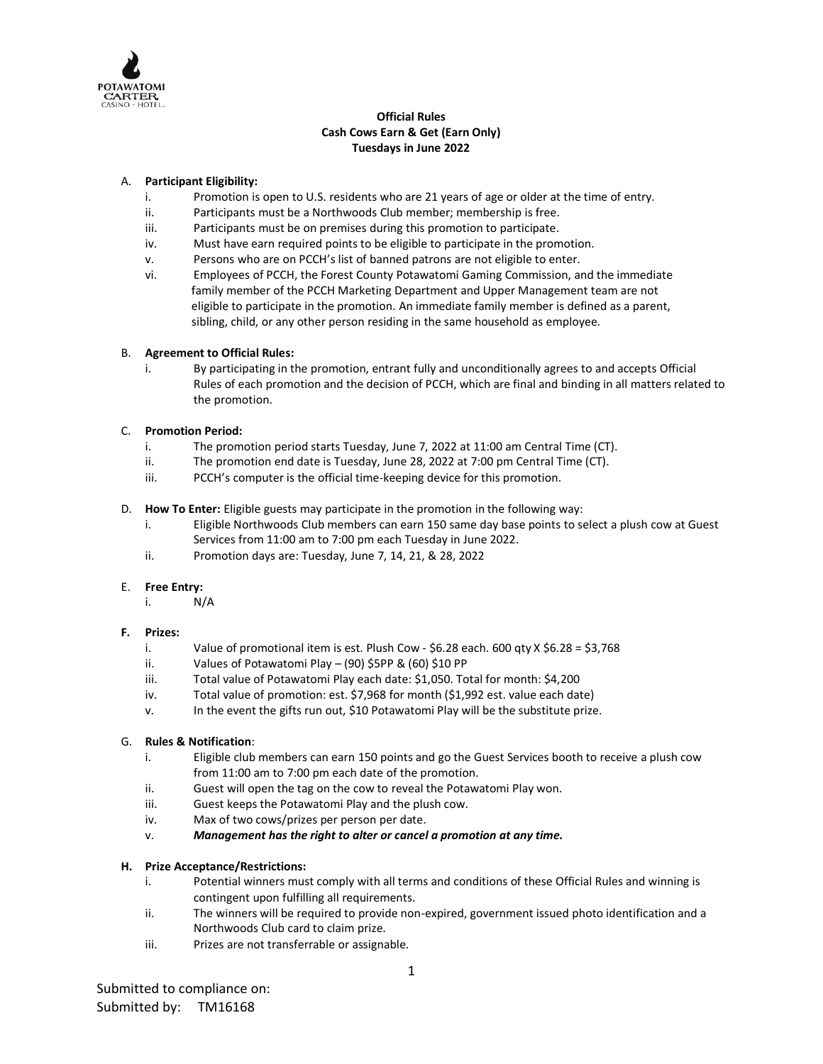**Official Rules**
**Cash Cows Earn & Get (Earn Only)**
**Tuesdays in June 2022**

A. **Participant Eligibility:**
   i. Promotion is open to U.S. residents who are 21 years of age or older at the time of entry.
   ii. Participants must be a Northwoods Club member; membership is free.
   iii. Participants must be on premises during this promotion to participate.
   iv. Must have earn required points to be eligible to participate in the promotion.
   v. Persons who are on PCCH's list of banned patrons are not eligible to enter.
   vi. Employees of PCCH, the Forest County Potawatomi Gaming Commission, and the immediate family member of the PCCH Marketing Department and Upper Management team are not eligible to participate in the promotion. An immediate family member is defined as a parent, sibling, child, or any other person residing in the same household as employee.

B. **Agreement to Official Rules:**
   i. By participating in the promotion, entrant fully and unconditionally agrees to and accepts Official Rules of each promotion and the decision of PCCH, which are final and binding in all matters related to the promotion.

C. **Promotion Period:**
   i. The promotion period starts Tuesday, June 7, 2022 at 11:00 am Central Time (CT).
   ii. The promotion end date is Tuesday, June 28, 2022 at 7:00 pm Central Time (CT).
   iii. PCCH's computer is the official time-keeping device for this promotion.

D. **How To Enter:** Eligible guests may participate in the promotion in the following way:
   i. Eligible Northwoods Club members can earn 150 same day base points to select a plush cow at Guest Services from 11:00 am to 7:00 pm each Tuesday in June 2022.
   ii. Promotion days are: Tuesday, June 7, 14, 21, & 28, 2022

E. **Free Entry:**
   i. N/A

**F. Prizes:**
   i. Value of promotional item is est. Plush Cow - $6.28 each. 600 qty X $6.28 = $3,768
   ii. Values of Potawatomi Play – (90) $5PP & (60) $10 PP
   iii. Total value of Potawatomi Play each date: $1,050. Total for month: $4,200
   iv. Total value of promotion: est. $7,968 for month ($1,992 est. value each date)
   v. In the event the gifts run out, $10 Potawatomi Play will be the substitute prize.

G. **Rules & Notification**:
   i. Eligible club members can earn 150 points and go the Guest Services booth to receive a plush cow from 11:00 am to 7:00 pm each date of the promotion.
   ii. Guest will open the tag on the cow to reveal the Potawatomi Play won.
   iii. Guest keeps the Potawatomi Play and the plush cow.
   iv. Max of two cows/prizes per person per date.
   v. ***Management has the right to alter or cancel a promotion at any time.***

**H. Prize Acceptance/Restrictions:**
   i. Potential winners must comply with all terms and conditions of these Official Rules and winning is contingent upon fulfilling all requirements.
   ii. The winners will be required to provide non-expired, government issued photo identification and a Northwoods Club card to claim prize.
   iii. Prizes are not transferrable or assignable.

Submitted to compliance on:
Submitted by: TM16168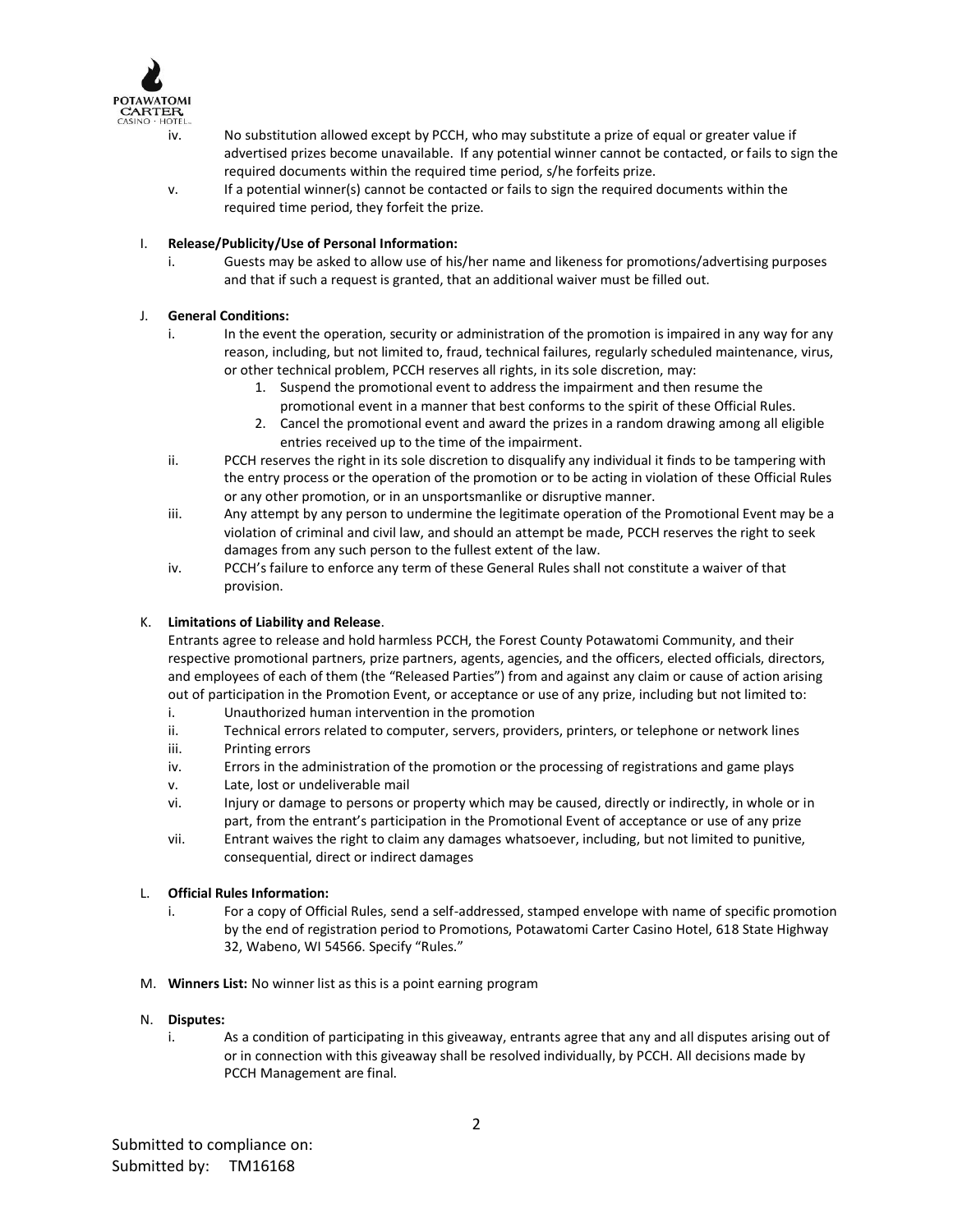iv. No substitution allowed except by PCCH, who may substitute a prize of equal or greater value if advertised prizes become unavailable. If any potential winner cannot be contacted, or fails to sign the required documents within the required time period, s/he forfeits prize.

v. If a potential winner(s) cannot be contacted or fails to sign the required documents within the required time period, they forfeit the prize.

I. **Release/Publicity/Use of Personal Information:**

i. Guests may be asked to allow use of his/her name and likeness for promotions/advertising purposes and that if such a request is granted, that an additional waiver must be filled out.

J. **General Conditions:**

i. In the event the operation, security or administration of the promotion is impaired in any way for any reason, including, but not limited to, fraud, technical failures, regularly scheduled maintenance, virus, or other technical problem, PCCH reserves all rights, in its sole discretion, may:

1. Suspend the promotional event to address the impairment and then resume the promotional event in a manner that best conforms to the spirit of these Official Rules.
2. Cancel the promotional event and award the prizes in a random drawing among all eligible entries received up to the time of the impairment.

ii. PCCH reserves the right in its sole discretion to disqualify any individual it finds to be tampering with the entry process or the operation of the promotion or to be acting in violation of these Official Rules or any other promotion, or in an unsportsmanlike or disruptive manner.

iii. Any attempt by any person to undermine the legitimate operation of the Promotional Event may be a violation of criminal and civil law, and should an attempt be made, PCCH reserves the right to seek damages from any such person to the fullest extent of the law.

iv. PCCH's failure to enforce any term of these General Rules shall not constitute a waiver of that provision.

K. **Limitations of Liability and Release**.

Entrants agree to release and hold harmless PCCH, the Forest County Potawatomi Community, and their respective promotional partners, prize partners, agents, agencies, and the officers, elected officials, directors, and employees of each of them (the "Released Parties") from and against any claim or cause of action arising out of participation in the Promotion Event, or acceptance or use of any prize, including but not limited to:

i. Unauthorized human intervention in the promotion

ii. Technical errors related to computer, servers, providers, printers, or telephone or network lines

iii. Printing errors

iv. Errors in the administration of the promotion or the processing of registrations and game plays

v. Late, lost or undeliverable mail

vi. Injury or damage to persons or property which may be caused, directly or indirectly, in whole or in part, from the entrant's participation in the Promotional Event of acceptance or use of any prize

vii. Entrant waives the right to claim any damages whatsoever, including, but not limited to punitive, consequential, direct or indirect damages

L. **Official Rules Information:**

i. For a copy of Official Rules, send a self-addressed, stamped envelope with name of specific promotion by the end of registration period to Promotions, Potawatomi Carter Casino Hotel, 618 State Highway 32, Wabeno, WI 54566. Specify "Rules."

M. **Winners List:** No winner list as this is a point earning program

N. **Disputes:**

i. As a condition of participating in this giveaway, entrants agree that any and all disputes arising out of or in connection with this giveaway shall be resolved individually, by PCCH. All decisions made by PCCH Management are final.

Submitted to compliance on:
Submitted by: TM16168